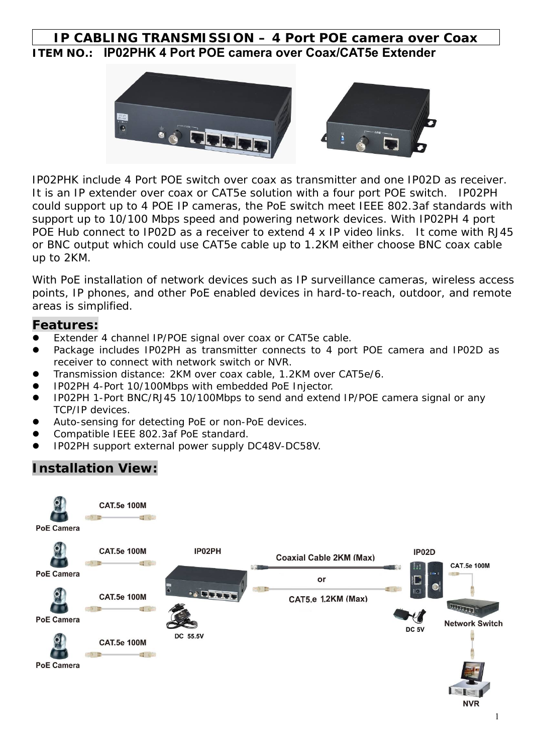# IP CABLING TRANSMISSION – 4 Port POE camera over Coax

**ITEM NO.: IP02PHK 4 Port POE camera over Coax/CAT5e Extender**

IP02PHK include 4 Port POE switch over coax as transmitter and one IP02D as receiver. It is an IP extender over coax or CAT5e solution with a four port POE switch. IP02PH could support up to 4 POE IP cameras, the PoE switch meet IEEE 802.3af standards with support up to 10/100 Mbps speed and powering network devices. With IP02PH 4 port POE Hub connect to IP02D as a receiver to extend 4 x IP video links. It come with RJ45 or BNC output which could use CAT5e cable up to 1.2KM either choose BNC coax cable up to 2KM.

With PoE installation of network devices such as IP surveillance cameras, wireless access points, IP phones, and other PoE enabled devices in hard-to-reach, outdoor, and remote areas is simplified.

## Features:

- Extender 4 channel IP/POE signal over coax or CAT5e cable.
- Package includes IP02PH as transmitter connects to 4 port POE camera and IP02D as receiver to connect with network switch or NVR.
- Transmission distance: 2KM over coax cable, 1.2KM over CAT5e/6.
- IP02PH 4-Port 10/100Mbps with embedded PoE Injector.
- IP02PH 1-Port BNC/RJ45 10/100Mbps to send and extend IP/POE camera signal or any TCP/IP devices.
- Auto-sensing for detecting PoE or non-PoE devices.
- Compatible IEEE 802.3af PoE standard.
- IP02PH support external power supply DC48V-DC58V.

## Installation View:

PoE Camera — CAT.5e 100M
PoE Camera — CAT.5e 100M
PoE Camera — CAT.5e 100M
PoE Camera — CAT.5e 100M

IP02PH — DC 55.5V

Coaxial Cable 2KM (Max) or CAT5.e 1.2KM (Max)

IP02D — DC 5V — CAT.5e 100M — Network Switch — NVR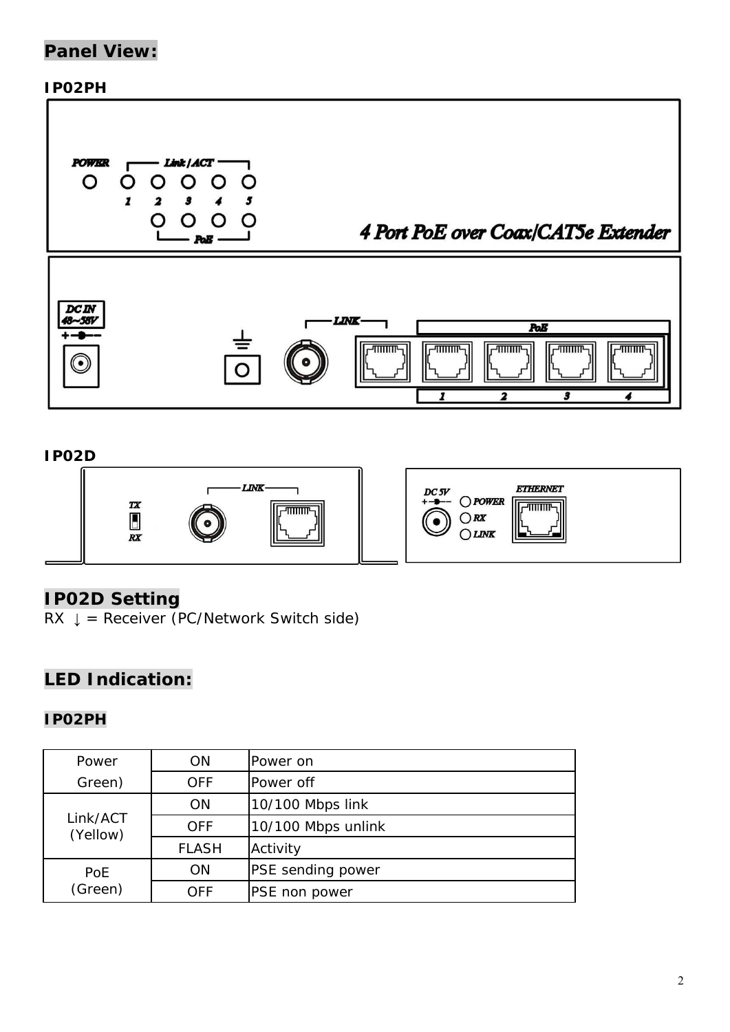## Panel View:

### IP02PH

POWER

Link/ACT

1 2 3 4 5

PoE

4 Port PoE over Coax/CAT5e Extender

DC IN 48~58V

LINK

PoE

1 2 3 4

### IP02D

TX

RX

LINK

DC 5V

POWER

RX

LINK

ETHERNET

## IP02D Setting

RX ↓ = Receiver (PC/Network Switch side)

## LED Indication:

### IP02PH

| | | |
|---|---|---|
| Power Green) | ON | Power on |
| | OFF | Power off |
| Link/ACT (Yellow) | ON | 10/100 Mbps link |
| | OFF | 10/100 Mbps unlink |
| | FLASH | Activity |
| PoE (Green) | ON | PSE sending power |
| | OFF | PSE non power |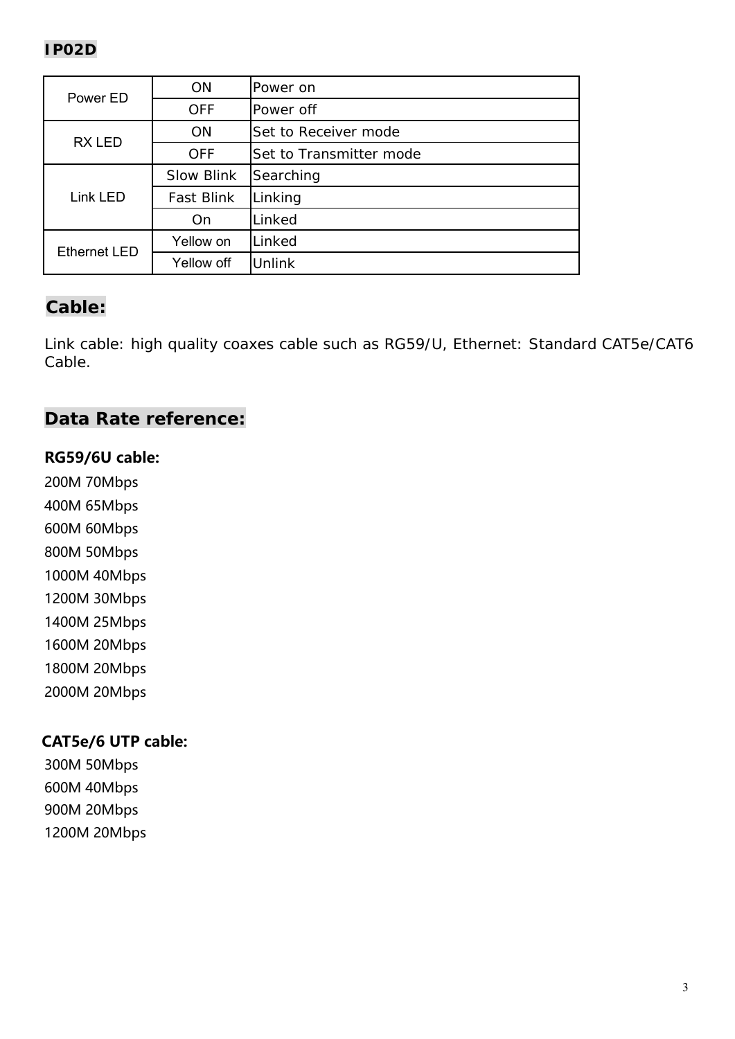## IP02D

| | | |
|---|---|---|
| Power ED | ON | Power on |
| | OFF | Power off |
| RX LED | ON | Set to Receiver mode |
| | OFF | Set to Transmitter mode |
| Link LED | Slow Blink | Searching |
| | Fast Blink | Linking |
| | On | Linked |
| Ethernet LED | Yellow on | Linked |
| | Yellow off | Unlink |

## Cable:

Link cable: high quality coaxes cable such as RG59/U, Ethernet: Standard CAT5e/CAT6 Cable.

## Data Rate reference:

**RG59/6U cable:**

200M 70Mbps
400M 65Mbps
600M 60Mbps
800M 50Mbps
1000M 40Mbps
1200M 30Mbps
1400M 25Mbps
1600M 20Mbps
1800M 20Mbps
2000M 20Mbps

**CAT5e/6 UTP cable:**

300M 50Mbps
600M 40Mbps
900M 20Mbps
1200M 20Mbps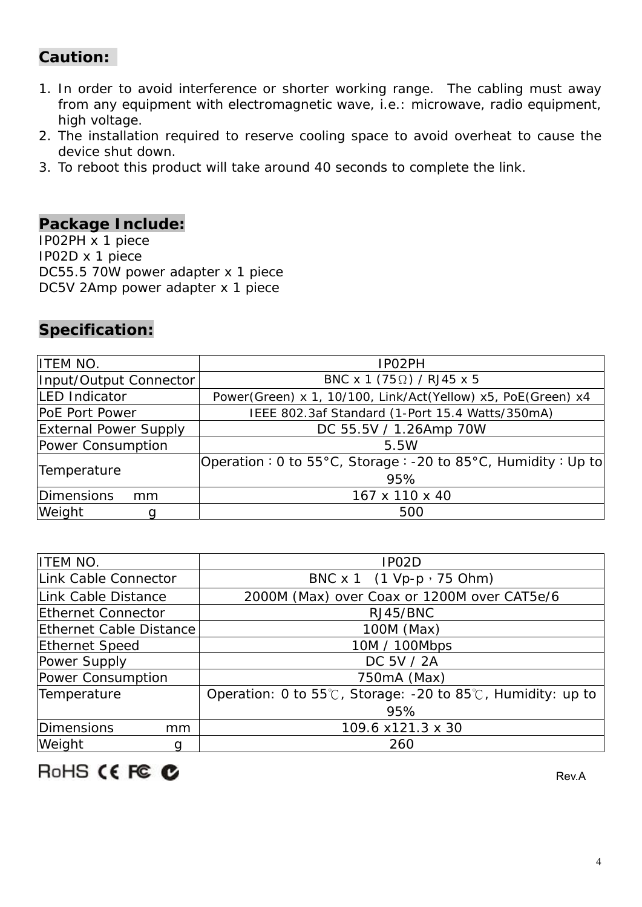## Caution:

1. In order to avoid interference or shorter working range. The cabling must away from any equipment with electromagnetic wave, i.e.: microwave, radio equipment, high voltage.
2. The installation required to reserve cooling space to avoid overheat to cause the device shut down.
3. To reboot this product will take around 40 seconds to complete the link.

## Package Include:

IP02PH x 1 piece
IP02D x 1 piece
DC55.5 70W power adapter x 1 piece
DC5V 2Amp power adapter x 1 piece

## Specification:

| ITEM NO. | IP02PH |
|---|---|
| Input/Output Connector | BNC x 1 (75Ω) / RJ45 x 5 |
| LED Indicator | Power(Green) x 1, 10/100, Link/Act(Yellow) x5, PoE(Green) x4 |
| PoE Port Power | IEEE 802.3af Standard (1-Port 15.4 Watts/350mA) |
| External Power Supply | DC 55.5V / 1.26Amp 70W |
| Power Consumption | 5.5W |
| Temperature | Operation：0 to 55°C, Storage：-20 to 85°C, Humidity：Up to 95% |
| Dimensions mm | 167 x 110 x 40 |
| Weight g | 500 |

| ITEM NO. | IP02D |
|---|---|
| Link Cable Connector | BNC x 1 (1 Vp-p，75 Ohm) |
| Link Cable Distance | 2000M (Max) over Coax or 1200M over CAT5e/6 |
| Ethernet Connector | RJ45/BNC |
| Ethernet Cable Distance | 100M (Max) |
| Ethernet Speed | 10M / 100Mbps |
| Power Supply | DC 5V / 2A |
| Power Consumption | 750mA (Max) |
| Temperature | Operation: 0 to 55℃, Storage: -20 to 85℃, Humidity: up to 95% |
| Dimensions mm | 109.6 x121.3 x 30 |
| Weight g | 260 |

RoHS CE FC

Rev.A